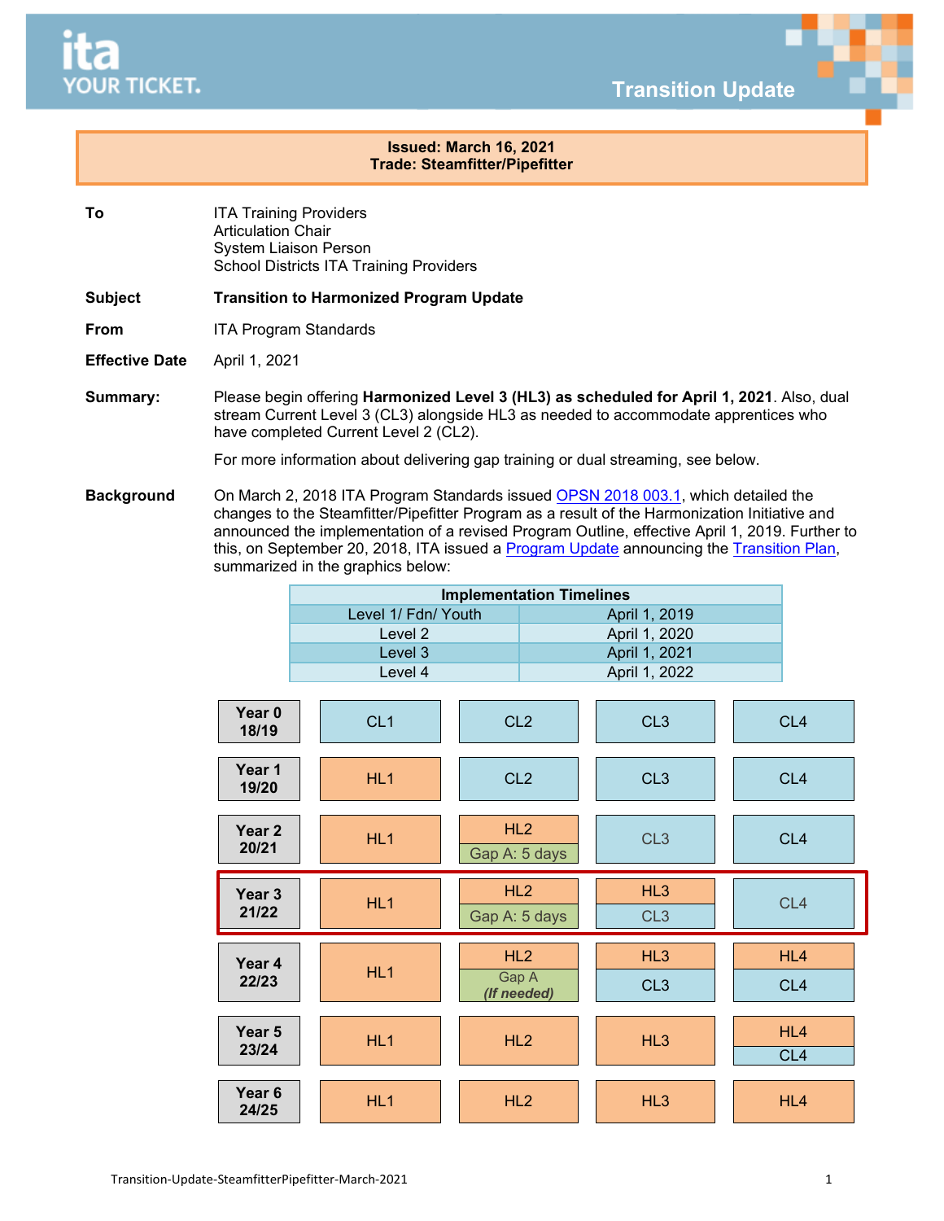ita YOUR TICKET.

**Transition Update**

**Issued: March 16, 2021**
**Trade: Steamfitter/Pipefitter**

| | |
|---|---|
| **To** | ITA Training Providers<br>Articulation Chair<br>System Liaison Person<br>School Districts ITA Training Providers |
| **Subject** | **Transition to Harmonized Program Update** |
| **From** | ITA Program Standards |
| **Effective Date** | April 1, 2021 |

**Summary:**

Please begin offering **Harmonized Level 3 (HL3) as scheduled for April 1, 2021**. Also, dual stream Current Level 3 (CL3) alongside HL3 as needed to accommodate apprentices who have completed Current Level 2 (CL2).

For more information about delivering gap training or dual streaming, see below.

**Background**

On March 2, 2018 ITA Program Standards issued OPSN 2018 003.1, which detailed the changes to the Steamfitter/Pipefitter Program as a result of the Harmonization Initiative and announced the implementation of a revised Program Outline, effective April 1, 2019. Further to this, on September 20, 2018, ITA issued a Program Update announcing the Transition Plan, summarized in the graphics below:

| Implementation Timelines | |
|---|---|
| Level 1/ Fdn/ Youth | April 1, 2019 |
| Level 2 | April 1, 2020 |
| Level 3 | April 1, 2021 |
| Level 4 | April 1, 2022 |

| Year | | | | |
|---|---|---|---|---|
| **Year 0 18/19** | CL1 | CL2 | CL3 | CL4 |
| **Year 1 19/20** | HL1 | CL2 | CL3 | CL4 |
| **Year 2 20/21** | HL1 | HL2 / Gap A: 5 days | CL3 | CL4 |
| **Year 3 21/22** | HL1 | HL2 / Gap A: 5 days | HL3 / CL3 | CL4 |
| **Year 4 22/23** | HL1 | HL2 / Gap A *(If needed)* | HL3 / CL3 | HL4 / CL4 |
| **Year 5 23/24** | HL1 | HL2 | HL3 | HL4 / CL4 |
| **Year 6 24/25** | HL1 | HL2 | HL3 | HL4 |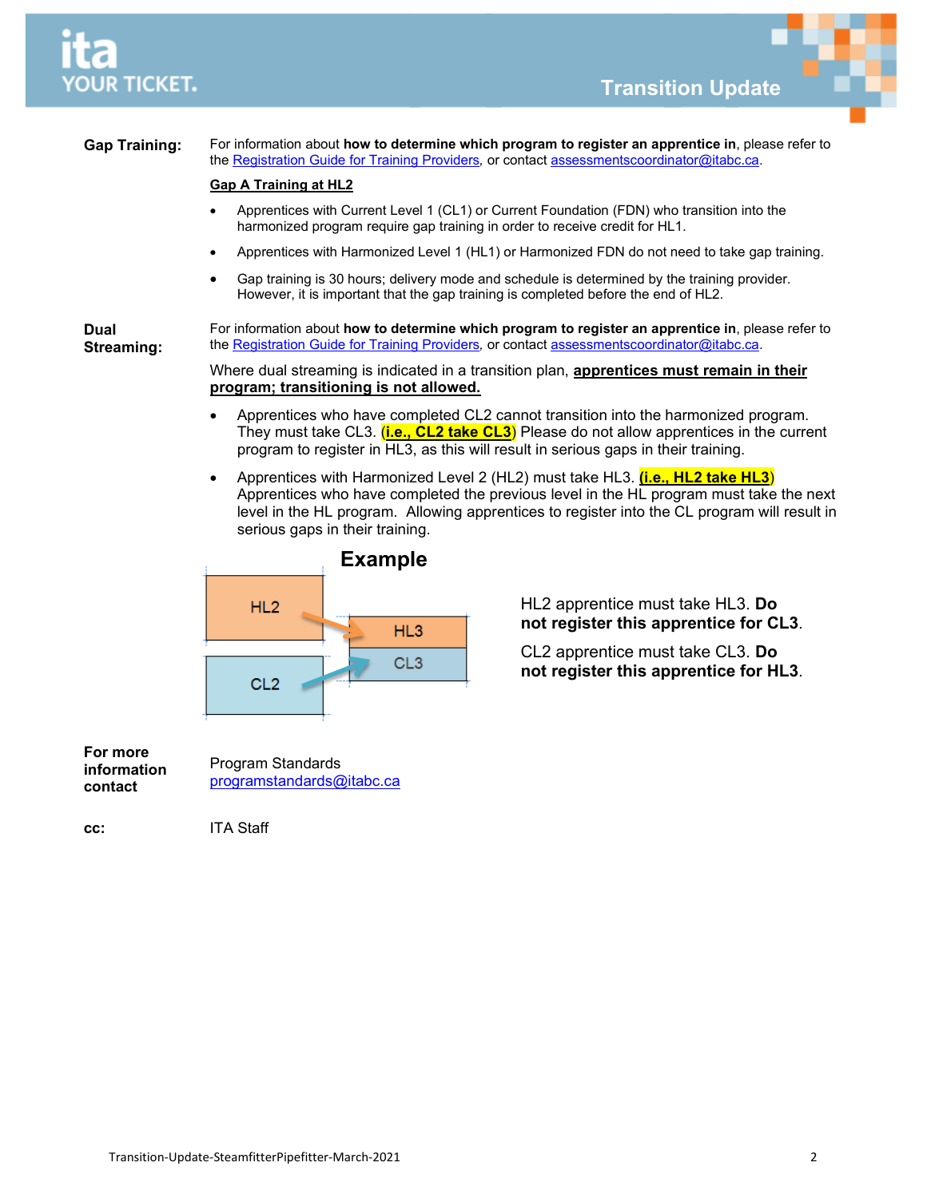**Gap Training:** For information about **how to determine which program to register an apprentice in**, please refer to the Registration Guide for Training Providers, or contact assessmentscoordinator@itabc.ca.

**Gap A Training at HL2**

- Apprentices with Current Level 1 (CL1) or Current Foundation (FDN) who transition into the harmonized program require gap training in order to receive credit for HL1.
- Apprentices with Harmonized Level 1 (HL1) or Harmonized FDN do not need to take gap training.
- Gap training is 30 hours; delivery mode and schedule is determined by the training provider. However, it is important that the gap training is completed before the end of HL2.

**Dual Streaming:** For information about **how to determine which program to register an apprentice in**, please refer to the Registration Guide for Training Providers, or contact assessmentscoordinator@itabc.ca.

Where dual streaming is indicated in a transition plan, **apprentices must remain in their program; transitioning is not allowed.**

- Apprentices who have completed CL2 cannot transition into the harmonized program. They must take CL3. (**i.e., CL2 take CL3**) Please do not allow apprentices in the current program to register in HL3, as this will result in serious gaps in their training.
- Apprentices with Harmonized Level 2 (HL2) must take HL3. (**i.e., HL2 take HL3**) Apprentices who have completed the previous level in the HL program must take the next level in the HL program. Allowing apprentices to register into the CL program will result in serious gaps in their training.

**Example**

HL2

HL3

CL3

CL2

HL2 apprentice must take HL3. **Do not register this apprentice for CL3**.

CL2 apprentice must take CL3. **Do not register this apprentice for HL3**.

**For more information contact** Program Standards
programstandards@itabc.ca

**cc:** ITA Staff